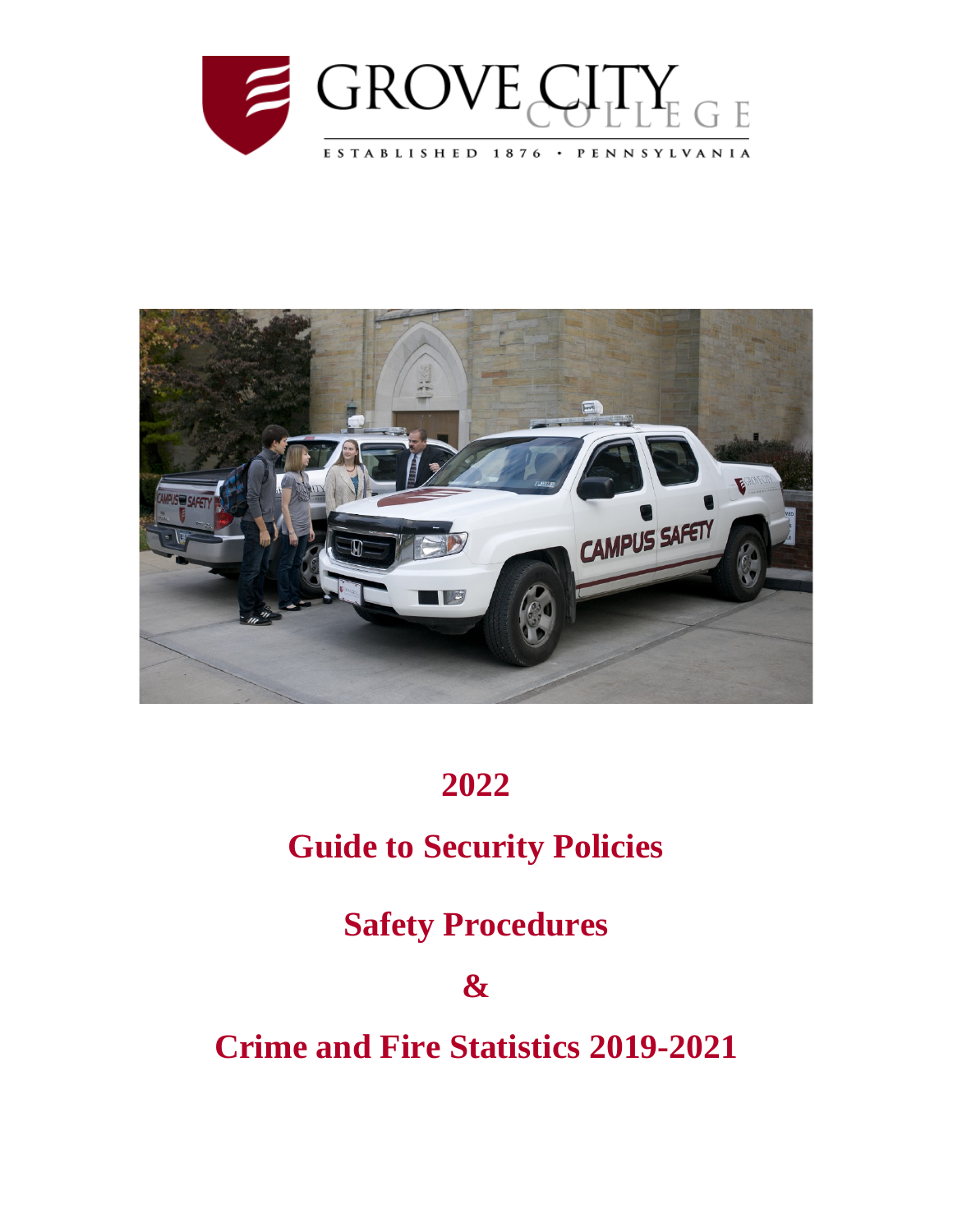GROVE CITY COLLEGE

ESTABLISHED 1876 · PENNSYLVANIA

# 2022

# Guide to Security Policies

# Safety Procedures

# &

# Crime and Fire Statistics 2019-2021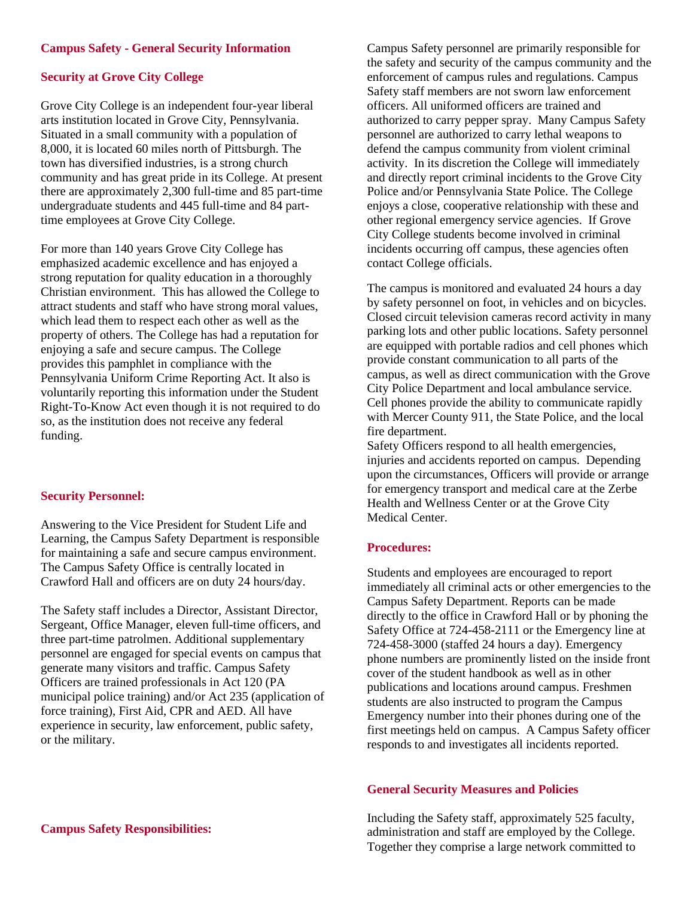## Campus Safety - General Security Information

### Security at Grove City College

Grove City College is an independent four-year liberal arts institution located in Grove City, Pennsylvania. Situated in a small community with a population of 8,000, it is located 60 miles north of Pittsburgh. The town has diversified industries, is a strong church community and has great pride in its College. At present there are approximately 2,300 full-time and 85 part-time undergraduate students and 445 full-time and 84 part-time employees at Grove City College.

For more than 140 years Grove City College has emphasized academic excellence and has enjoyed a strong reputation for quality education in a thoroughly Christian environment. This has allowed the College to attract students and staff who have strong moral values, which lead them to respect each other as well as the property of others. The College has had a reputation for enjoying a safe and secure campus. The College provides this pamphlet in compliance with the Pennsylvania Uniform Crime Reporting Act. It also is voluntarily reporting this information under the Student Right-To-Know Act even though it is not required to do so, as the institution does not receive any federal funding.

### Security Personnel:

Answering to the Vice President for Student Life and Learning, the Campus Safety Department is responsible for maintaining a safe and secure campus environment. The Campus Safety Office is centrally located in Crawford Hall and officers are on duty 24 hours/day.

The Safety staff includes a Director, Assistant Director, Sergeant, Office Manager, eleven full-time officers, and three part-time patrolmen. Additional supplementary personnel are engaged for special events on campus that generate many visitors and traffic. Campus Safety Officers are trained professionals in Act 120 (PA municipal police training) and/or Act 235 (application of force training), First Aid, CPR and AED. All have experience in security, law enforcement, public safety, or the military.

### Campus Safety Responsibilities:

Campus Safety personnel are primarily responsible for the safety and security of the campus community and the enforcement of campus rules and regulations. Campus Safety staff members are not sworn law enforcement officers. All uniformed officers are trained and authorized to carry pepper spray. Many Campus Safety personnel are authorized to carry lethal weapons to defend the campus community from violent criminal activity. In its discretion the College will immediately and directly report criminal incidents to the Grove City Police and/or Pennsylvania State Police. The College enjoys a close, cooperative relationship with these and other regional emergency service agencies. If Grove City College students become involved in criminal incidents occurring off campus, these agencies often contact College officials.

The campus is monitored and evaluated 24 hours a day by safety personnel on foot, in vehicles and on bicycles. Closed circuit television cameras record activity in many parking lots and other public locations. Safety personnel are equipped with portable radios and cell phones which provide constant communication to all parts of the campus, as well as direct communication with the Grove City Police Department and local ambulance service. Cell phones provide the ability to communicate rapidly with Mercer County 911, the State Police, and the local fire department.

Safety Officers respond to all health emergencies, injuries and accidents reported on campus. Depending upon the circumstances, Officers will provide or arrange for emergency transport and medical care at the Zerbe Health and Wellness Center or at the Grove City Medical Center.

### Procedures:

Students and employees are encouraged to report immediately all criminal acts or other emergencies to the Campus Safety Department. Reports can be made directly to the office in Crawford Hall or by phoning the Safety Office at 724-458-2111 or the Emergency line at 724-458-3000 (staffed 24 hours a day). Emergency phone numbers are prominently listed on the inside front cover of the student handbook as well as in other publications and locations around campus. Freshmen students are also instructed to program the Campus Emergency number into their phones during one of the first meetings held on campus. A Campus Safety officer responds to and investigates all incidents reported.

### General Security Measures and Policies

Including the Safety staff, approximately 525 faculty, administration and staff are employed by the College. Together they comprise a large network committed to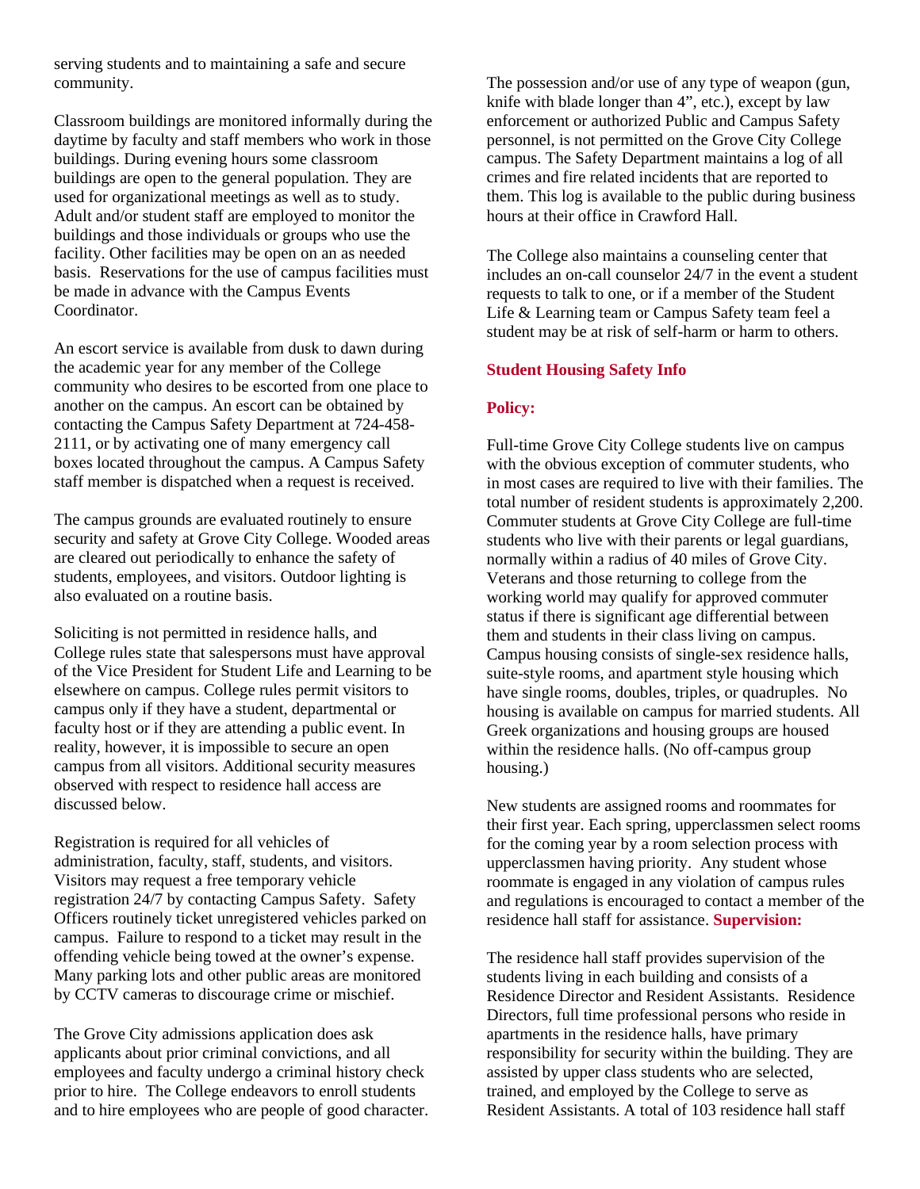serving students and to maintaining a safe and secure community.

Classroom buildings are monitored informally during the daytime by faculty and staff members who work in those buildings. During evening hours some classroom buildings are open to the general population. They are used for organizational meetings as well as to study. Adult and/or student staff are employed to monitor the buildings and those individuals or groups who use the facility. Other facilities may be open on an as needed basis. Reservations for the use of campus facilities must be made in advance with the Campus Events Coordinator.

An escort service is available from dusk to dawn during the academic year for any member of the College community who desires to be escorted from one place to another on the campus. An escort can be obtained by contacting the Campus Safety Department at 724-458-2111, or by activating one of many emergency call boxes located throughout the campus. A Campus Safety staff member is dispatched when a request is received.

The campus grounds are evaluated routinely to ensure security and safety at Grove City College. Wooded areas are cleared out periodically to enhance the safety of students, employees, and visitors. Outdoor lighting is also evaluated on a routine basis.

Soliciting is not permitted in residence halls, and College rules state that salespersons must have approval of the Vice President for Student Life and Learning to be elsewhere on campus. College rules permit visitors to campus only if they have a student, departmental or faculty host or if they are attending a public event. In reality, however, it is impossible to secure an open campus from all visitors. Additional security measures observed with respect to residence hall access are discussed below.

Registration is required for all vehicles of administration, faculty, staff, students, and visitors. Visitors may request a free temporary vehicle registration 24/7 by contacting Campus Safety. Safety Officers routinely ticket unregistered vehicles parked on campus. Failure to respond to a ticket may result in the offending vehicle being towed at the owner's expense. Many parking lots and other public areas are monitored by CCTV cameras to discourage crime or mischief.

The Grove City admissions application does ask applicants about prior criminal convictions, and all employees and faculty undergo a criminal history check prior to hire. The College endeavors to enroll students and to hire employees who are people of good character.

The possession and/or use of any type of weapon (gun, knife with blade longer than 4", etc.), except by law enforcement or authorized Public and Campus Safety personnel, is not permitted on the Grove City College campus. The Safety Department maintains a log of all crimes and fire related incidents that are reported to them. This log is available to the public during business hours at their office in Crawford Hall.

The College also maintains a counseling center that includes an on-call counselor 24/7 in the event a student requests to talk to one, or if a member of the Student Life & Learning team or Campus Safety team feel a student may be at risk of self-harm or harm to others.

## Student Housing Safety Info

### Policy:

Full-time Grove City College students live on campus with the obvious exception of commuter students, who in most cases are required to live with their families. The total number of resident students is approximately 2,200. Commuter students at Grove City College are full-time students who live with their parents or legal guardians, normally within a radius of 40 miles of Grove City. Veterans and those returning to college from the working world may qualify for approved commuter status if there is significant age differential between them and students in their class living on campus. Campus housing consists of single-sex residence halls, suite-style rooms, and apartment style housing which have single rooms, doubles, triples, or quadruples. No housing is available on campus for married students. All Greek organizations and housing groups are housed within the residence halls. (No off-campus group housing.)

New students are assigned rooms and roommates for their first year. Each spring, upperclassmen select rooms for the coming year by a room selection process with upperclassmen having priority. Any student whose roommate is engaged in any violation of campus rules and regulations is encouraged to contact a member of the residence hall staff for assistance.

### Supervision:

The residence hall staff provides supervision of the students living in each building and consists of a Residence Director and Resident Assistants. Residence Directors, full time professional persons who reside in apartments in the residence halls, have primary responsibility for security within the building. They are assisted by upper class students who are selected, trained, and employed by the College to serve as Resident Assistants. A total of 103 residence hall staff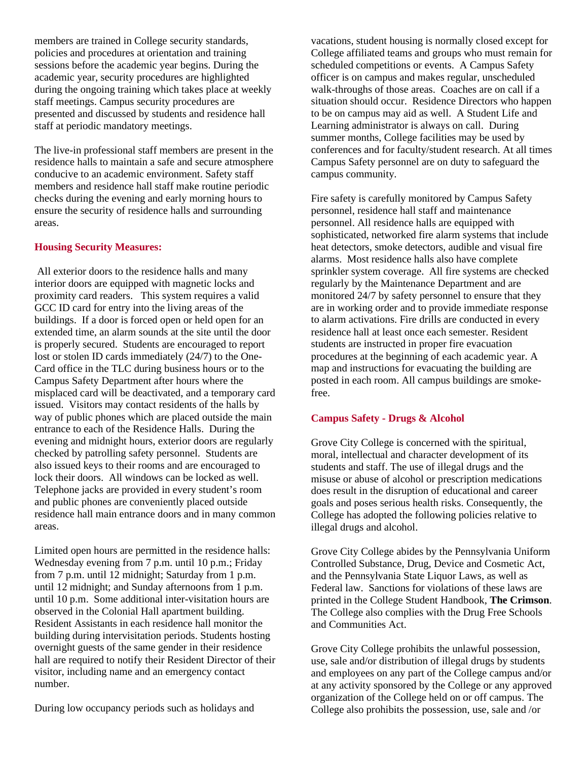members are trained in College security standards, policies and procedures at orientation and training sessions before the academic year begins. During the academic year, security procedures are highlighted during the ongoing training which takes place at weekly staff meetings. Campus security procedures are presented and discussed by students and residence hall staff at periodic mandatory meetings.

The live-in professional staff members are present in the residence halls to maintain a safe and secure atmosphere conducive to an academic environment. Safety staff members and residence hall staff make routine periodic checks during the evening and early morning hours to ensure the security of residence halls and surrounding areas.

### Housing Security Measures:

All exterior doors to the residence halls and many interior doors are equipped with magnetic locks and proximity card readers. This system requires a valid GCC ID card for entry into the living areas of the buildings. If a door is forced open or held open for an extended time, an alarm sounds at the site until the door is properly secured. Students are encouraged to report lost or stolen ID cards immediately (24/7) to the One-Card office in the TLC during business hours or to the Campus Safety Department after hours where the misplaced card will be deactivated, and a temporary card issued. Visitors may contact residents of the halls by way of public phones which are placed outside the main entrance to each of the Residence Halls. During the evening and midnight hours, exterior doors are regularly checked by patrolling safety personnel. Students are also issued keys to their rooms and are encouraged to lock their doors. All windows can be locked as well. Telephone jacks are provided in every student's room and public phones are conveniently placed outside residence hall main entrance doors and in many common areas.

Limited open hours are permitted in the residence halls: Wednesday evening from 7 p.m. until 10 p.m.; Friday from 7 p.m. until 12 midnight; Saturday from 1 p.m. until 12 midnight; and Sunday afternoons from 1 p.m. until 10 p.m. Some additional inter-visitation hours are observed in the Colonial Hall apartment building. Resident Assistants in each residence hall monitor the building during intervisitation periods. Students hosting overnight guests of the same gender in their residence hall are required to notify their Resident Director of their visitor, including name and an emergency contact number.

During low occupancy periods such as holidays and vacations, student housing is normally closed except for College affiliated teams and groups who must remain for scheduled competitions or events. A Campus Safety officer is on campus and makes regular, unscheduled walk-throughs of those areas. Coaches are on call if a situation should occur. Residence Directors who happen to be on campus may aid as well. A Student Life and Learning administrator is always on call. During summer months, College facilities may be used by conferences and for faculty/student research. At all times Campus Safety personnel are on duty to safeguard the campus community.

Fire safety is carefully monitored by Campus Safety personnel, residence hall staff and maintenance personnel. All residence halls are equipped with sophisticated, networked fire alarm systems that include heat detectors, smoke detectors, audible and visual fire alarms. Most residence halls also have complete sprinkler system coverage. All fire systems are checked regularly by the Maintenance Department and are monitored 24/7 by safety personnel to ensure that they are in working order and to provide immediate response to alarm activations. Fire drills are conducted in every residence hall at least once each semester. Resident students are instructed in proper fire evacuation procedures at the beginning of each academic year. A map and instructions for evacuating the building are posted in each room. All campus buildings are smoke-free.

### Campus Safety - Drugs & Alcohol

Grove City College is concerned with the spiritual, moral, intellectual and character development of its students and staff. The use of illegal drugs and the misuse or abuse of alcohol or prescription medications does result in the disruption of educational and career goals and poses serious health risks. Consequently, the College has adopted the following policies relative to illegal drugs and alcohol.

Grove City College abides by the Pennsylvania Uniform Controlled Substance, Drug, Device and Cosmetic Act, and the Pennsylvania State Liquor Laws, as well as Federal law. Sanctions for violations of these laws are printed in the College Student Handbook, **The Crimson**. The College also complies with the Drug Free Schools and Communities Act.

Grove City College prohibits the unlawful possession, use, sale and/or distribution of illegal drugs by students and employees on any part of the College campus and/or at any activity sponsored by the College or any approved organization of the College held on or off campus. The College also prohibits the possession, use, sale and /or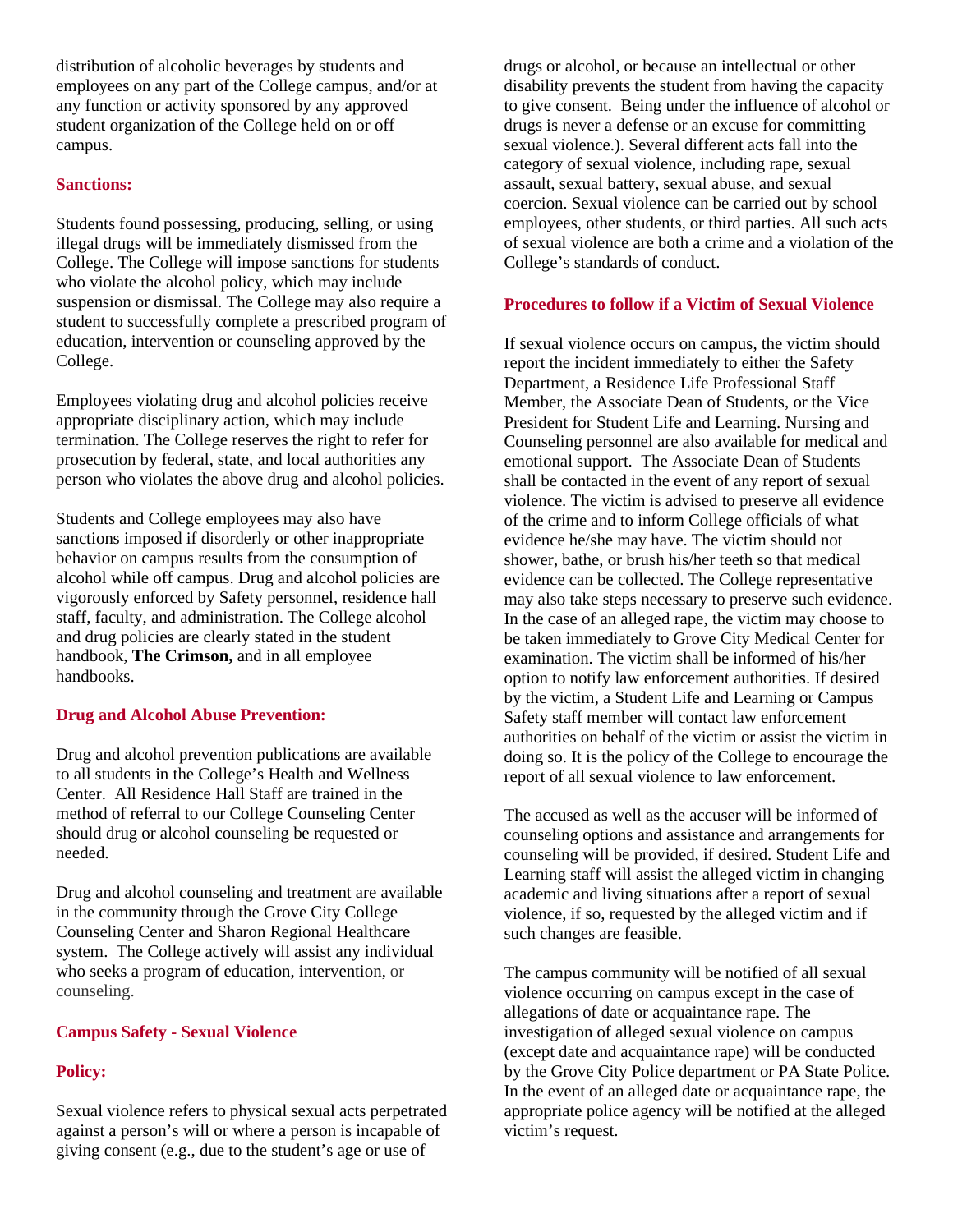distribution of alcoholic beverages by students and employees on any part of the College campus, and/or at any function or activity sponsored by any approved student organization of the College held on or off campus.

### Sanctions:

Students found possessing, producing, selling, or using illegal drugs will be immediately dismissed from the College. The College will impose sanctions for students who violate the alcohol policy, which may include suspension or dismissal. The College may also require a student to successfully complete a prescribed program of education, intervention or counseling approved by the College.

Employees violating drug and alcohol policies receive appropriate disciplinary action, which may include termination. The College reserves the right to refer for prosecution by federal, state, and local authorities any person who violates the above drug and alcohol policies.

Students and College employees may also have sanctions imposed if disorderly or other inappropriate behavior on campus results from the consumption of alcohol while off campus. Drug and alcohol policies are vigorously enforced by Safety personnel, residence hall staff, faculty, and administration. The College alcohol and drug policies are clearly stated in the student handbook, **The Crimson,** and in all employee handbooks.

### Drug and Alcohol Abuse Prevention:

Drug and alcohol prevention publications are available to all students in the College's Health and Wellness Center. All Residence Hall Staff are trained in the method of referral to our College Counseling Center should drug or alcohol counseling be requested or needed.

Drug and alcohol counseling and treatment are available in the community through the Grove City College Counseling Center and Sharon Regional Healthcare system. The College actively will assist any individual who seeks a program of education, intervention, or counseling.

## Campus Safety - Sexual Violence

### Policy:

Sexual violence refers to physical sexual acts perpetrated against a person's will or where a person is incapable of giving consent (e.g., due to the student's age or use of drugs or alcohol, or because an intellectual or other disability prevents the student from having the capacity to give consent. Being under the influence of alcohol or drugs is never a defense or an excuse for committing sexual violence.). Several different acts fall into the category of sexual violence, including rape, sexual assault, sexual battery, sexual abuse, and sexual coercion. Sexual violence can be carried out by school employees, other students, or third parties. All such acts of sexual violence are both a crime and a violation of the College's standards of conduct.

### Procedures to follow if a Victim of Sexual Violence

If sexual violence occurs on campus, the victim should report the incident immediately to either the Safety Department, a Residence Life Professional Staff Member, the Associate Dean of Students, or the Vice President for Student Life and Learning. Nursing and Counseling personnel are also available for medical and emotional support. The Associate Dean of Students shall be contacted in the event of any report of sexual violence. The victim is advised to preserve all evidence of the crime and to inform College officials of what evidence he/she may have. The victim should not shower, bathe, or brush his/her teeth so that medical evidence can be collected. The College representative may also take steps necessary to preserve such evidence. In the case of an alleged rape, the victim may choose to be taken immediately to Grove City Medical Center for examination. The victim shall be informed of his/her option to notify law enforcement authorities. If desired by the victim, a Student Life and Learning or Campus Safety staff member will contact law enforcement authorities on behalf of the victim or assist the victim in doing so. It is the policy of the College to encourage the report of all sexual violence to law enforcement.

The accused as well as the accuser will be informed of counseling options and assistance and arrangements for counseling will be provided, if desired. Student Life and Learning staff will assist the alleged victim in changing academic and living situations after a report of sexual violence, if so, requested by the alleged victim and if such changes are feasible.

The campus community will be notified of all sexual violence occurring on campus except in the case of allegations of date or acquaintance rape. The investigation of alleged sexual violence on campus (except date and acquaintance rape) will be conducted by the Grove City Police department or PA State Police. In the event of an alleged date or acquaintance rape, the appropriate police agency will be notified at the alleged victim's request.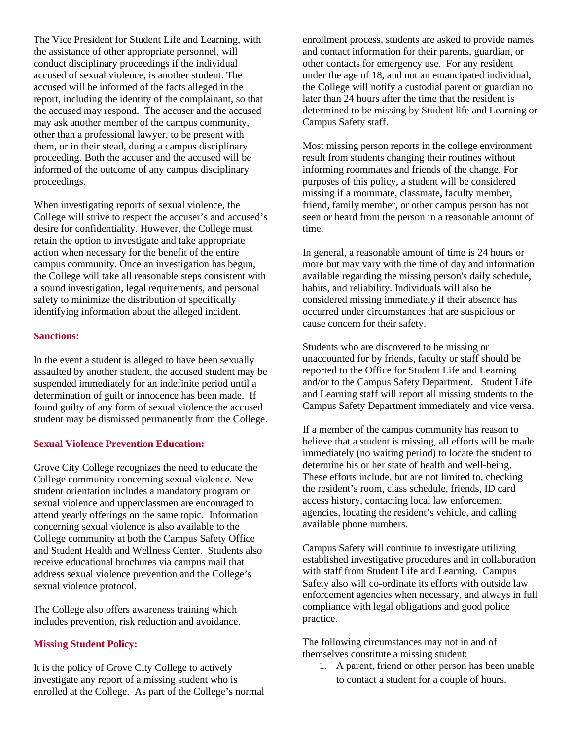The Vice President for Student Life and Learning, with the assistance of other appropriate personnel, will conduct disciplinary proceedings if the individual accused of sexual violence, is another student. The accused will be informed of the facts alleged in the report, including the identity of the complainant, so that the accused may respond. The accuser and the accused may ask another member of the campus community, other than a professional lawyer, to be present with them, or in their stead, during a campus disciplinary proceeding. Both the accuser and the accused will be informed of the outcome of any campus disciplinary proceedings.

When investigating reports of sexual violence, the College will strive to respect the accuser's and accused's desire for confidentiality. However, the College must retain the option to investigate and take appropriate action when necessary for the benefit of the entire campus community. Once an investigation has begun, the College will take all reasonable steps consistent with a sound investigation, legal requirements, and personal safety to minimize the distribution of specifically identifying information about the alleged incident.

**Sanctions:**

In the event a student is alleged to have been sexually assaulted by another student, the accused student may be suspended immediately for an indefinite period until a determination of guilt or innocence has been made. If found guilty of any form of sexual violence the accused student may be dismissed permanently from the College.

**Sexual Violence Prevention Education:**

Grove City College recognizes the need to educate the College community concerning sexual violence. New student orientation includes a mandatory program on sexual violence and upperclassmen are encouraged to attend yearly offerings on the same topic. Information concerning sexual violence is also available to the College community at both the Campus Safety Office and Student Health and Wellness Center. Students also receive educational brochures via campus mail that address sexual violence prevention and the College's sexual violence protocol.

The College also offers awareness training which includes prevention, risk reduction and avoidance.

**Missing Student Policy:**

It is the policy of Grove City College to actively investigate any report of a missing student who is enrolled at the College. As part of the College's normal enrollment process, students are asked to provide names and contact information for their parents, guardian, or other contacts for emergency use. For any resident under the age of 18, and not an emancipated individual, the College will notify a custodial parent or guardian no later than 24 hours after the time that the resident is determined to be missing by Student life and Learning or Campus Safety staff.

Most missing person reports in the college environment result from students changing their routines without informing roommates and friends of the change. For purposes of this policy, a student will be considered missing if a roommate, classmate, faculty member, friend, family member, or other campus person has not seen or heard from the person in a reasonable amount of time.

In general, a reasonable amount of time is 24 hours or more but may vary with the time of day and information available regarding the missing person's daily schedule, habits, and reliability. Individuals will also be considered missing immediately if their absence has occurred under circumstances that are suspicious or cause concern for their safety.

Students who are discovered to be missing or unaccounted for by friends, faculty or staff should be reported to the Office for Student Life and Learning and/or to the Campus Safety Department. Student Life and Learning staff will report all missing students to the Campus Safety Department immediately and vice versa.

If a member of the campus community has reason to believe that a student is missing, all efforts will be made immediately (no waiting period) to locate the student to determine his or her state of health and well-being. These efforts include, but are not limited to, checking the resident's room, class schedule, friends, ID card access history, contacting local law enforcement agencies, locating the resident's vehicle, and calling available phone numbers.

Campus Safety will continue to investigate utilizing established investigative procedures and in collaboration with staff from Student Life and Learning. Campus Safety also will co-ordinate its efforts with outside law enforcement agencies when necessary, and always in full compliance with legal obligations and good police practice.

The following circumstances may not in and of themselves constitute a missing student:

1. A parent, friend or other person has been unable to contact a student for a couple of hours.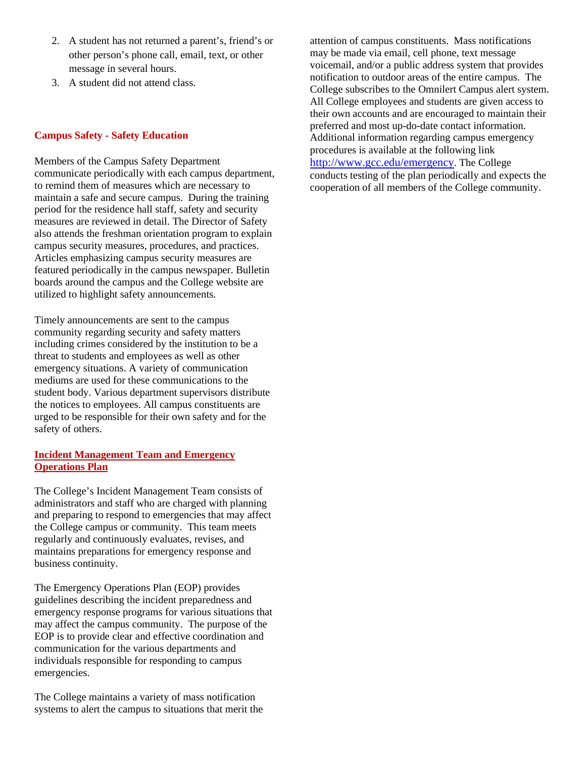2. A student has not returned a parent's, friend's or other person's phone call, email, text, or other message in several hours.
3. A student did not attend class.

## Campus Safety - Safety Education

Members of the Campus Safety Department communicate periodically with each campus department, to remind them of measures which are necessary to maintain a safe and secure campus. During the training period for the residence hall staff, safety and security measures are reviewed in detail. The Director of Safety also attends the freshman orientation program to explain campus security measures, procedures, and practices. Articles emphasizing campus security measures are featured periodically in the campus newspaper. Bulletin boards around the campus and the College website are utilized to highlight safety announcements.

Timely announcements are sent to the campus community regarding security and safety matters including crimes considered by the institution to be a threat to students and employees as well as other emergency situations. A variety of communication mediums are used for these communications to the student body. Various department supervisors distribute the notices to employees. All campus constituents are urged to be responsible for their own safety and for the safety of others.

## Incident Management Team and Emergency Operations Plan

The College's Incident Management Team consists of administrators and staff who are charged with planning and preparing to respond to emergencies that may affect the College campus or community. This team meets regularly and continuously evaluates, revises, and maintains preparations for emergency response and business continuity.

The Emergency Operations Plan (EOP) provides guidelines describing the incident preparedness and emergency response programs for various situations that may affect the campus community. The purpose of the EOP is to provide clear and effective coordination and communication for the various departments and individuals responsible for responding to campus emergencies.

The College maintains a variety of mass notification systems to alert the campus to situations that merit the attention of campus constituents. Mass notifications may be made via email, cell phone, text message voicemail, and/or a public address system that provides notification to outdoor areas of the entire campus. The College subscribes to the Omnilert Campus alert system. All College employees and students are given access to their own accounts and are encouraged to maintain their preferred and most up-do-date contact information. Additional information regarding campus emergency procedures is available at the following link http://www.gcc.edu/emergency. The College conducts testing of the plan periodically and expects the cooperation of all members of the College community.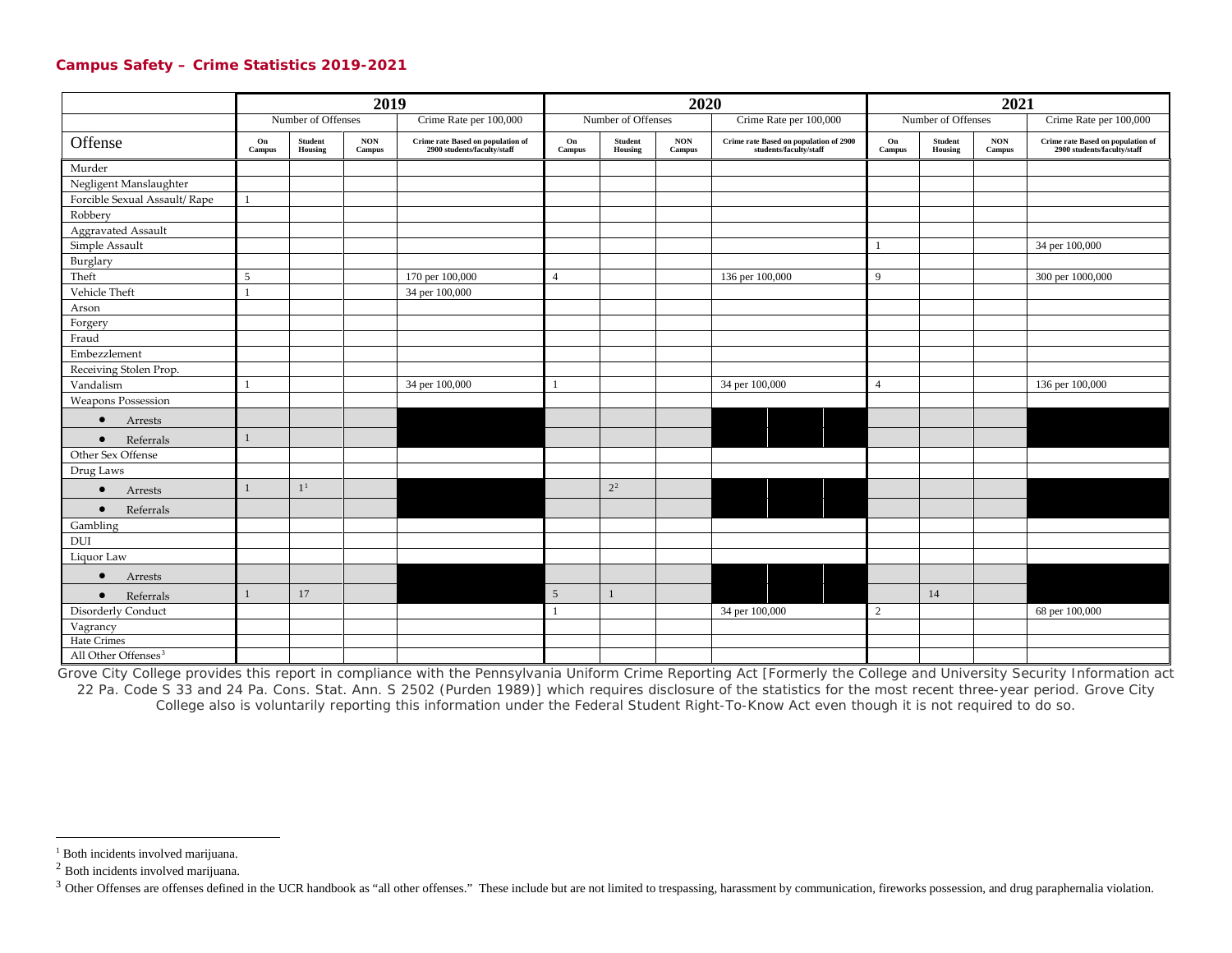## Campus Safety – Crime Statistics 2019-2021

| | 2019 | | | | 2020 | | | | 2021 | | | |
|---|---|---|---|---|---|---|---|---|---|---|---|---|
| | Number of Offenses | | | Crime Rate per 100,000 | Number of Offenses | | | Crime Rate per 100,000 | Number of Offenses | | | Crime Rate per 100,000 |
| Offense | On Campus | Student Housing | NON Campus | Crime rate Based on population of 2900 students/faculty/staff | On Campus | Student Housing | NON Campus | Crime rate Based on population of 2900 students/faculty/staff | On Campus | Student Housing | NON Campus | Crime rate Based on population of 2900 students/faculty/staff |
| Murder | | | | | | | | | | | | |
| Negligent Manslaughter | | | | | | | | | | | | |
| Forcible Sexual Assault/ Rape | 1 | | | | | | | | | | | |
| Robbery | | | | | | | | | | | | |
| Aggravated Assault | | | | | | | | | | | | |
| Simple Assault | | | | | | | | | 1 | | | 34 per 100,000 |
| Burglary | | | | | | | | | | | | |
| Theft | 5 | | | 170 per 100,000 | 4 | | | 136 per 100,000 | 9 | | | 300 per 1000,000 |
| Vehicle Theft | 1 | | | 34 per 100,000 | | | | | | | | |
| Arson | | | | | | | | | | | | |
| Forgery | | | | | | | | | | | | |
| Fraud | | | | | | | | | | | | |
| Embezzlement | | | | | | | | | | | | |
| Receiving Stolen Prop. | | | | | | | | | | | | |
| Vandalism | 1 | | | 34 per 100,000 | 1 | | | 34 per 100,000 | 4 | | | 136 per 100,000 |
| Weapons Possession | | | | | | | | | | | | |
| • Arrests | | | | | | | | | | | | |
| • Referrals | 1 | | | | | | | | | | | |
| Other Sex Offense | | | | | | | | | | | | |
| Drug Laws | | | | | | | | | | | | |
| • Arrests | 1 | 1[1] | | | | 2[2] | | | | | | |
| • Referrals | | | | | | | | | | | | |
| Gambling | | | | | | | | | | | | |
| DUI | | | | | | | | | | | | |
| Liquor Law | | | | | | | | | | | | |
| • Arrests | | | | | | | | | | | | |
| • Referrals | 1 | 17 | | | 5 | 1 | | | | 14 | | |
| Disorderly Conduct | | | | | 1 | | | 34 per 100,000 | 2 | | | 68 per 100,000 |
| Vagrancy | | | | | | | | | | | | |
| Hate Crimes | | | | | | | | | | | | |
| All Other Offenses[3] | | | | | | | | | | | | |

Grove City College provides this report in compliance with the Pennsylvania Uniform Crime Reporting Act [Formerly the College and University Security Information act 22 Pa. Code S 33 and 24 Pa. Cons. Stat. Ann. S 2502 (Purden 1989)] which requires disclosure of the statistics for the most recent three-year period. Grove City College also is voluntarily reporting this information under the Federal Student Right-To-Know Act even though it is not required to do so.

[1] Both incidents involved marijuana.

[2] Both incidents involved marijuana.

[3] Other Offenses are offenses defined in the UCR handbook as "all other offenses." These include but are not limited to trespassing, harassment by communication, fireworks possession, and drug paraphernalia violation.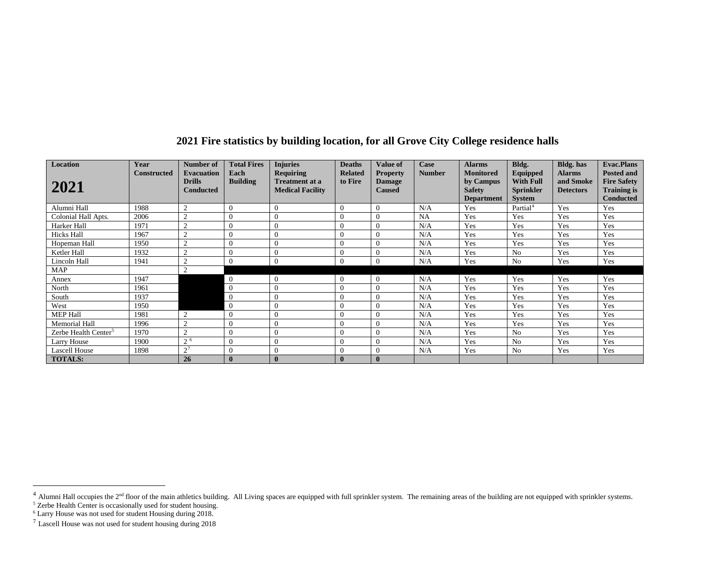## 2021 Fire statistics by building location, for all Grove City College residence halls

| Location 2021 | Year Constructed | Number of Evacuation Drills Conducted | Total Fires Each Building | Injuries Requiring Treatment at a Medical Facility | Deaths Related to Fire | Value of Property Damage Caused | Case Number | Alarms Monitored by Campus Safety Department | Bldg. Equipped With Full Sprinkler System | Bldg. has Alarms and Smoke Detectors | Evac.Plans Posted and Fire Safety Training is Conducted |
|---|---|---|---|---|---|---|---|---|---|---|---|
| Alumni Hall | 1988 | 2 | 0 | 0 | 0 | 0 | N/A | Yes | Partial[4] | Yes | Yes |
| Colonial Hall Apts. | 2006 | 2 | 0 | 0 | 0 | 0 | NA | Yes | Yes | Yes | Yes |
| Harker Hall | 1971 | 2 | 0 | 0 | 0 | 0 | N/A | Yes | Yes | Yes | Yes |
| Hicks Hall | 1967 | 2 | 0 | 0 | 0 | 0 | N/A | Yes | Yes | Yes | Yes |
| Hopeman Hall | 1950 | 2 | 0 | 0 | 0 | 0 | N/A | Yes | Yes | Yes | Yes |
| Ketler Hall | 1932 | 2 | 0 | 0 | 0 | 0 | N/A | Yes | No | Yes | Yes |
| Lincoln Hall | 1941 | 2 | 0 | 0 | 0 | 0 | N/A | Yes | No | Yes | Yes |
| MAP | | 2 | | | | | | | | | |
| Annex | 1947 | | 0 | 0 | 0 | 0 | N/A | Yes | Yes | Yes | Yes |
| North | 1961 | | 0 | 0 | 0 | 0 | N/A | Yes | Yes | Yes | Yes |
| South | 1937 | | 0 | 0 | 0 | 0 | N/A | Yes | Yes | Yes | Yes |
| West | 1950 | | 0 | 0 | 0 | 0 | N/A | Yes | Yes | Yes | Yes |
| MEP Hall | 1981 | 2 | 0 | 0 | 0 | 0 | N/A | Yes | Yes | Yes | Yes |
| Memorial Hall | 1996 | 2 | 0 | 0 | 0 | 0 | N/A | Yes | Yes | Yes | Yes |
| Zerbe Health Center[5] | 1970 | 2 | 0 | 0 | 0 | 0 | N/A | Yes | No | Yes | Yes |
| Larry House | 1900 | 2[6] | 0 | 0 | 0 | 0 | N/A | Yes | No | Yes | Yes |
| Lascell House | 1898 | 2[7] | 0 | 0 | 0 | 0 | N/A | Yes | No | Yes | Yes |
| **TOTALS:** | | **26** | **0** | **0** | **0** | **0** | | | | | |

[4] Alumni Hall occupies the 2nd floor of the main athletics building. All Living spaces are equipped with full sprinkler system. The remaining areas of the building are not equipped with sprinkler systems.

[5] Zerbe Health Center is occasionally used for student housing.

[6] Larry House was not used for student Housing during 2018.

[7] Lascell House was not used for student housing during 2018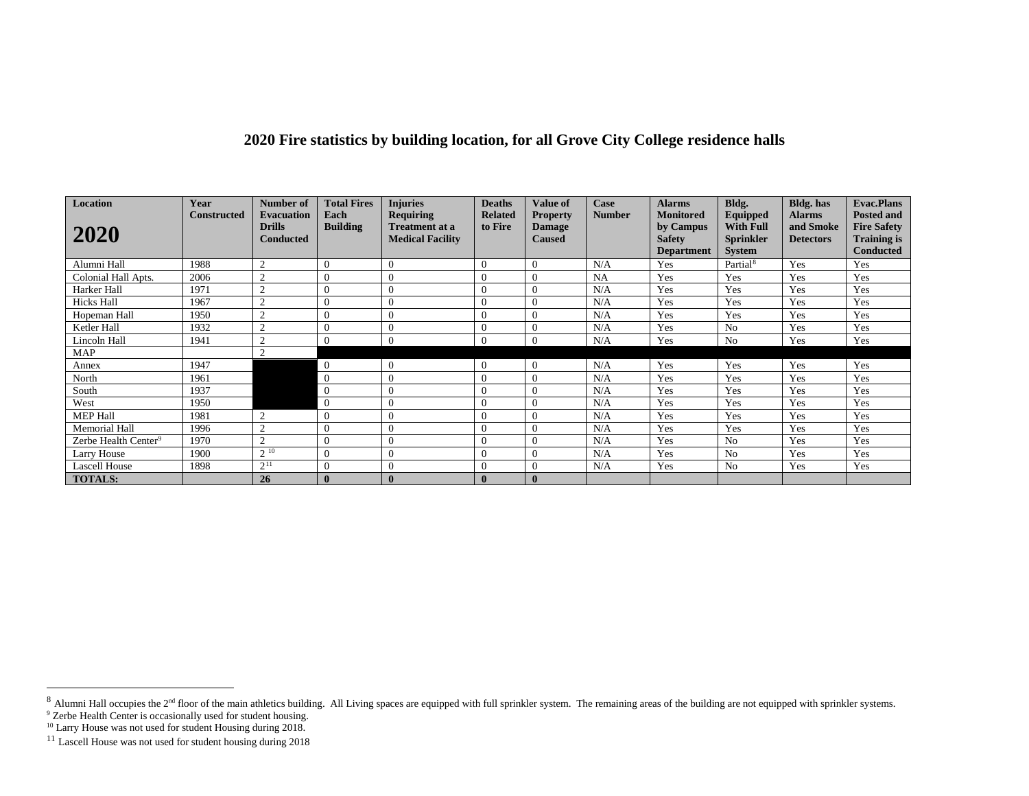## 2020 Fire statistics by building location, for all Grove City College residence halls

| Location 2020 | Year Constructed | Number of Evacuation Drills Conducted | Total Fires Each Building | Injuries Requiring Treatment at a Medical Facility | Deaths Related to Fire | Value of Property Damage Caused | Case Number | Alarms Monitored by Campus Safety Department | Bldg. Equipped With Full Sprinkler System | Bldg. has Alarms and Smoke Detectors | Evac.Plans Posted and Fire Safety Training is Conducted |
|---|---|---|---|---|---|---|---|---|---|---|---|
| Alumni Hall | 1988 | 2 | 0 | 0 | 0 | 0 | N/A | Yes | Partial[8] | Yes | Yes |
| Colonial Hall Apts. | 2006 | 2 | 0 | 0 | 0 | 0 | NA | Yes | Yes | Yes | Yes |
| Harker Hall | 1971 | 2 | 0 | 0 | 0 | 0 | N/A | Yes | Yes | Yes | Yes |
| Hicks Hall | 1967 | 2 | 0 | 0 | 0 | 0 | N/A | Yes | Yes | Yes | Yes |
| Hopeman Hall | 1950 | 2 | 0 | 0 | 0 | 0 | N/A | Yes | Yes | Yes | Yes |
| Ketler Hall | 1932 | 2 | 0 | 0 | 0 | 0 | N/A | Yes | No | Yes | Yes |
| Lincoln Hall | 1941 | 2 | 0 | 0 | 0 | 0 | N/A | Yes | No | Yes | Yes |
| MAP | | 2 | | | | | | | | | |
| Annex | 1947 | | 0 | 0 | 0 | 0 | N/A | Yes | Yes | Yes | Yes |
| North | 1961 | | 0 | 0 | 0 | 0 | N/A | Yes | Yes | Yes | Yes |
| South | 1937 | | 0 | 0 | 0 | 0 | N/A | Yes | Yes | Yes | Yes |
| West | 1950 | | 0 | 0 | 0 | 0 | N/A | Yes | Yes | Yes | Yes |
| MEP Hall | 1981 | 2 | 0 | 0 | 0 | 0 | N/A | Yes | Yes | Yes | Yes |
| Memorial Hall | 1996 | 2 | 0 | 0 | 0 | 0 | N/A | Yes | Yes | Yes | Yes |
| Zerbe Health Center[9] | 1970 | 2 | 0 | 0 | 0 | 0 | N/A | Yes | No | Yes | Yes |
| Larry House | 1900 | 2 [10] | 0 | 0 | 0 | 0 | N/A | Yes | No | Yes | Yes |
| Lascell House | 1898 | 2 [11] | 0 | 0 | 0 | 0 | N/A | Yes | No | Yes | Yes |
| **TOTALS:** | | **26** | **0** | **0** | **0** | **0** | | | | | |

[8] Alumni Hall occupies the 2nd floor of the main athletics building. All Living spaces are equipped with full sprinkler system. The remaining areas of the building are not equipped with sprinkler systems.

[9] Zerbe Health Center is occasionally used for student housing.

[10] Larry House was not used for student Housing during 2018.

[11] Lascell House was not used for student housing during 2018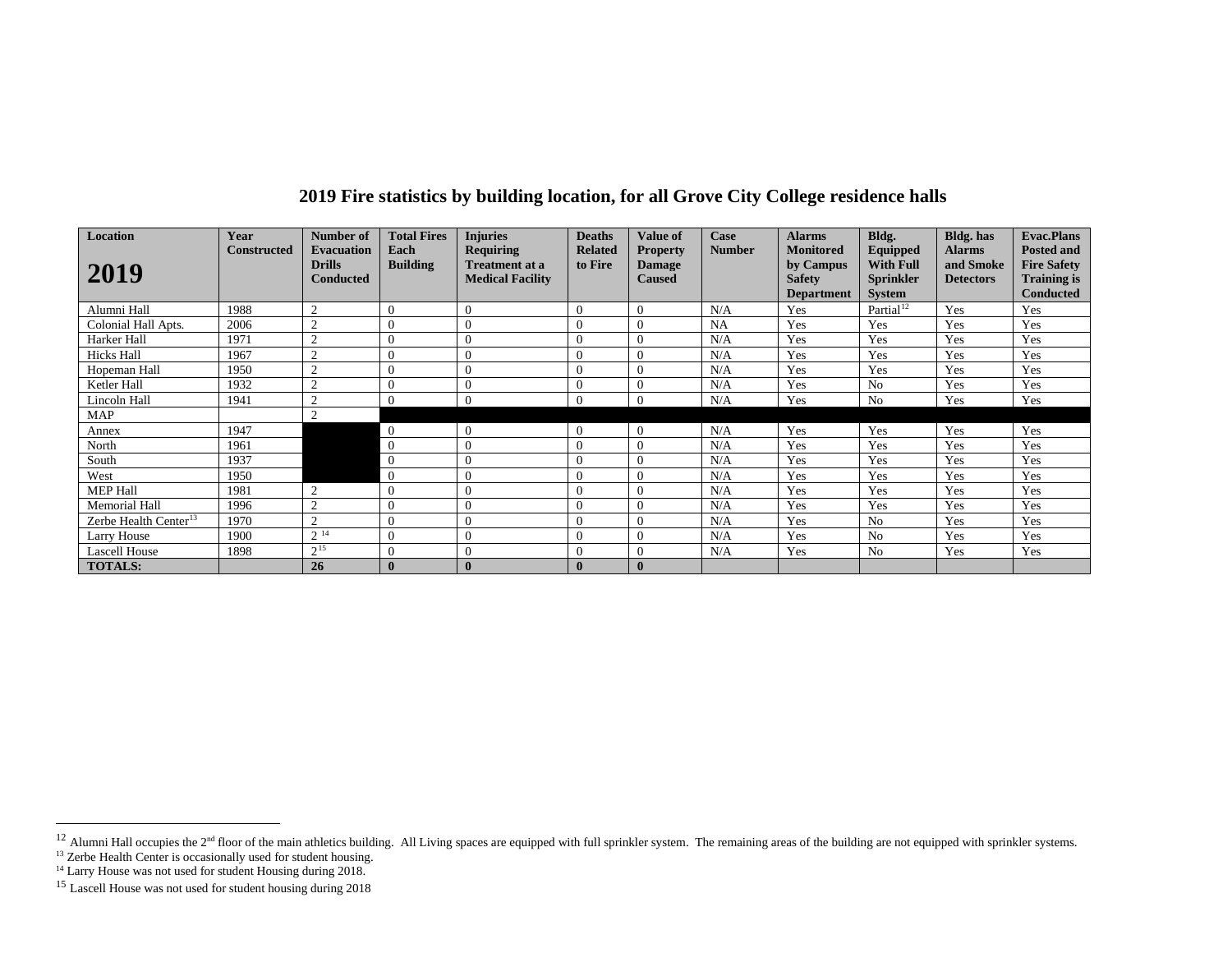# 2019 Fire statistics by building location, for all Grove City College residence halls

| Location 2019 | Year Constructed | Number of Evacuation Drills Conducted | Total Fires Each Building | Injuries Requiring Treatment at a Medical Facility | Deaths Related to Fire | Value of Property Damage Caused | Case Number | Alarms Monitored by Campus Safety Department | Bldg. Equipped With Full Sprinkler System | Bldg. has Alarms and Smoke Detectors | Evac.Plans Posted and Fire Safety Training is Conducted |
|---|---|---|---|---|---|---|---|---|---|---|---|
| Alumni Hall | 1988 | 2 | 0 | 0 | 0 | 0 | N/A | Yes | Partial[12] | Yes | Yes |
| Colonial Hall Apts. | 2006 | 2 | 0 | 0 | 0 | 0 | NA | Yes | Yes | Yes | Yes |
| Harker Hall | 1971 | 2 | 0 | 0 | 0 | 0 | N/A | Yes | Yes | Yes | Yes |
| Hicks Hall | 1967 | 2 | 0 | 0 | 0 | 0 | N/A | Yes | Yes | Yes | Yes |
| Hopeman Hall | 1950 | 2 | 0 | 0 | 0 | 0 | N/A | Yes | Yes | Yes | Yes |
| Ketler Hall | 1932 | 2 | 0 | 0 | 0 | 0 | N/A | Yes | No | Yes | Yes |
| Lincoln Hall | 1941 | 2 | 0 | 0 | 0 | 0 | N/A | Yes | No | Yes | Yes |
| MAP | | 2 | | | | | | | | | |
| Annex | 1947 | | 0 | 0 | 0 | 0 | N/A | Yes | Yes | Yes | Yes |
| North | 1961 | | 0 | 0 | 0 | 0 | N/A | Yes | Yes | Yes | Yes |
| South | 1937 | | 0 | 0 | 0 | 0 | N/A | Yes | Yes | Yes | Yes |
| West | 1950 | | 0 | 0 | 0 | 0 | N/A | Yes | Yes | Yes | Yes |
| MEP Hall | 1981 | 2 | 0 | 0 | 0 | 0 | N/A | Yes | Yes | Yes | Yes |
| Memorial Hall | 1996 | 2 | 0 | 0 | 0 | 0 | N/A | Yes | Yes | Yes | Yes |
| Zerbe Health Center[13] | 1970 | 2 | 0 | 0 | 0 | 0 | N/A | Yes | No | Yes | Yes |
| Larry House | 1900 | 2 [14] | 0 | 0 | 0 | 0 | N/A | Yes | No | Yes | Yes |
| Lascell House | 1898 | 2[15] | 0 | 0 | 0 | 0 | N/A | Yes | No | Yes | Yes |
| **TOTALS:** | | **26** | **0** | **0** | **0** | **0** | | | | | |

[12] Alumni Hall occupies the 2nd floor of the main athletics building. All Living spaces are equipped with full sprinkler system. The remaining areas of the building are not equipped with sprinkler systems.

[13] Zerbe Health Center is occasionally used for student housing.

[14] Larry House was not used for student Housing during 2018.

[15] Lascell House was not used for student housing during 2018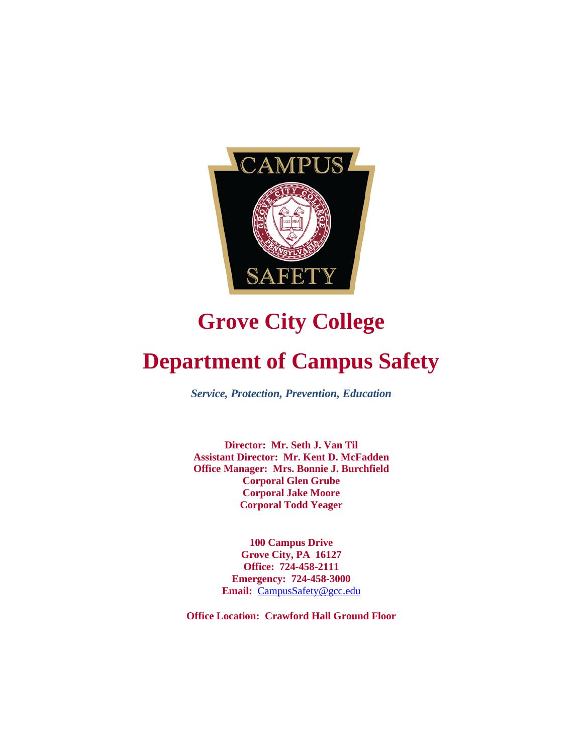# Grove City College

# Department of Campus Safety

***Service, Protection, Prevention, Education***

**Director: Mr. Seth J. Van Til**
**Assistant Director: Mr. Kent D. McFadden**
**Office Manager: Mrs. Bonnie J. Burchfield**
**Corporal Glen Grube**
**Corporal Jake Moore**
**Corporal Todd Yeager**

**100 Campus Drive**
**Grove City, PA 16127**
**Office: 724-458-2111**
**Emergency: 724-458-3000**
**Email:** CampusSafety@gcc.edu

**Office Location: Crawford Hall Ground Floor**